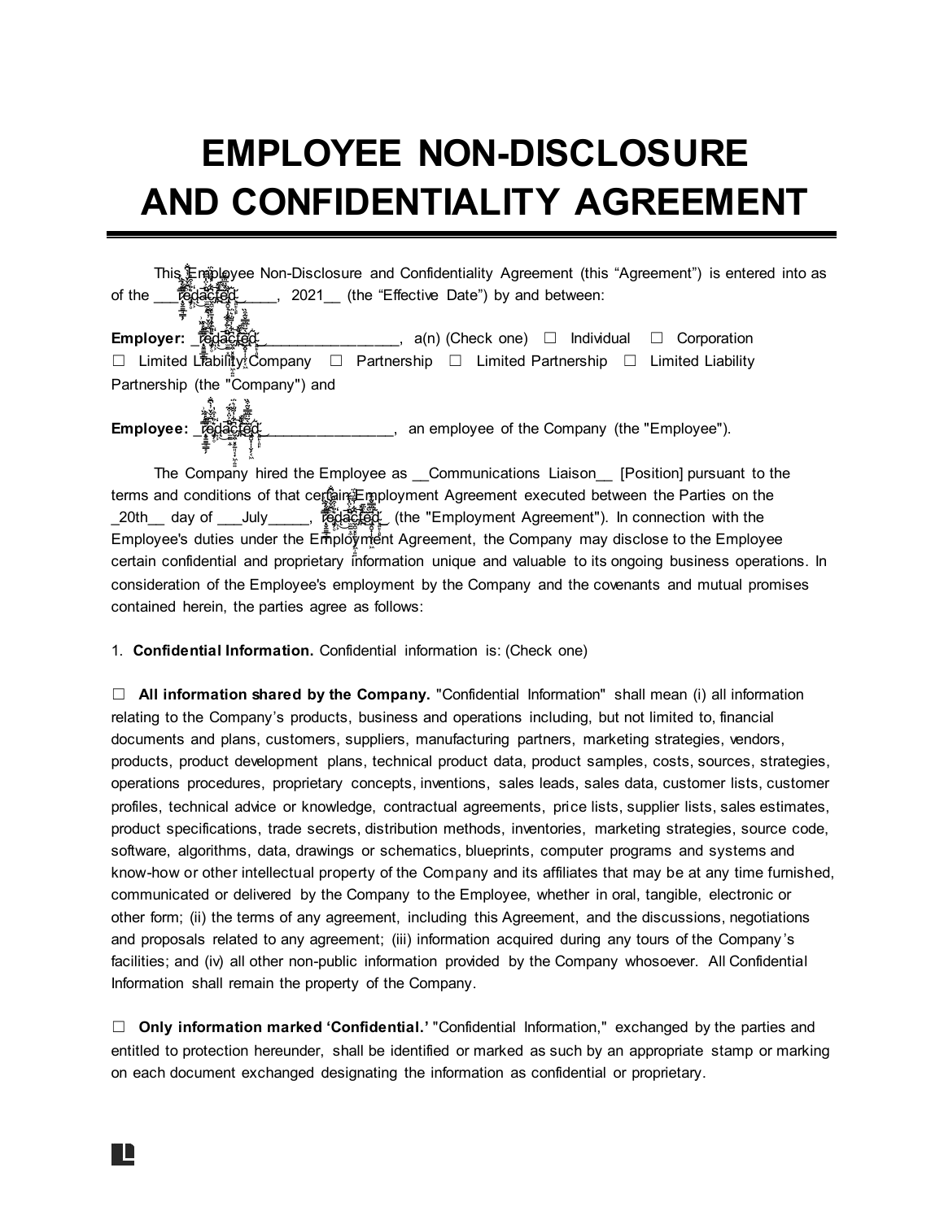# EMPLOYEE NON-DISCLOSURE AND CONFIDENTIALITY AGREEMENT

This Employee Non-Disclosure and Confidentiality Agreement (this "Agreement") is entered into as of the ___redacted_____, 2021__ (the "Effective Date") by and between:

**Employer:** _redacted_________________, a(n) (Check one) ☐ Individual ☐ Corporation ☐ Limited Liability Company ☐ Partnership ☐ Limited Partnership ☐ Limited Liability Partnership (the "Company") and

**Employee:** _redacted________________, an employee of the Company (the "Employee").

The Company hired the Employee as __Communications Liaison__ [Position] pursuant to the terms and conditions of that certain Employment Agreement executed between the Parties on the _20th__ day of ___July_____, redacted_ (the "Employment Agreement"). In connection with the Employee's duties under the Employment Agreement, the Company may disclose to the Employee certain confidential and proprietary information unique and valuable to its ongoing business operations. In consideration of the Employee's employment by the Company and the covenants and mutual promises contained herein, the parties agree as follows:

1. **Confidential Information.** Confidential information is: (Check one)

☐ **All information shared by the Company.** "Confidential Information" shall mean (i) all information relating to the Company's products, business and operations including, but not limited to, financial documents and plans, customers, suppliers, manufacturing partners, marketing strategies, vendors, products, product development plans, technical product data, product samples, costs, sources, strategies, operations procedures, proprietary concepts, inventions, sales leads, sales data, customer lists, customer profiles, technical advice or knowledge, contractual agreements, price lists, supplier lists, sales estimates, product specifications, trade secrets, distribution methods, inventories, marketing strategies, source code, software, algorithms, data, drawings or schematics, blueprints, computer programs and systems and know-how or other intellectual property of the Company and its affiliates that may be at any time furnished, communicated or delivered by the Company to the Employee, whether in oral, tangible, electronic or other form; (ii) the terms of any agreement, including this Agreement, and the discussions, negotiations and proposals related to any agreement; (iii) information acquired during any tours of the Company's facilities; and (iv) all other non-public information provided by the Company whosoever. All Confidential Information shall remain the property of the Company.

☐ **Only information marked 'Confidential.'** "Confidential Information," exchanged by the parties and entitled to protection hereunder, shall be identified or marked as such by an appropriate stamp or marking on each document exchanged designating the information as confidential or proprietary.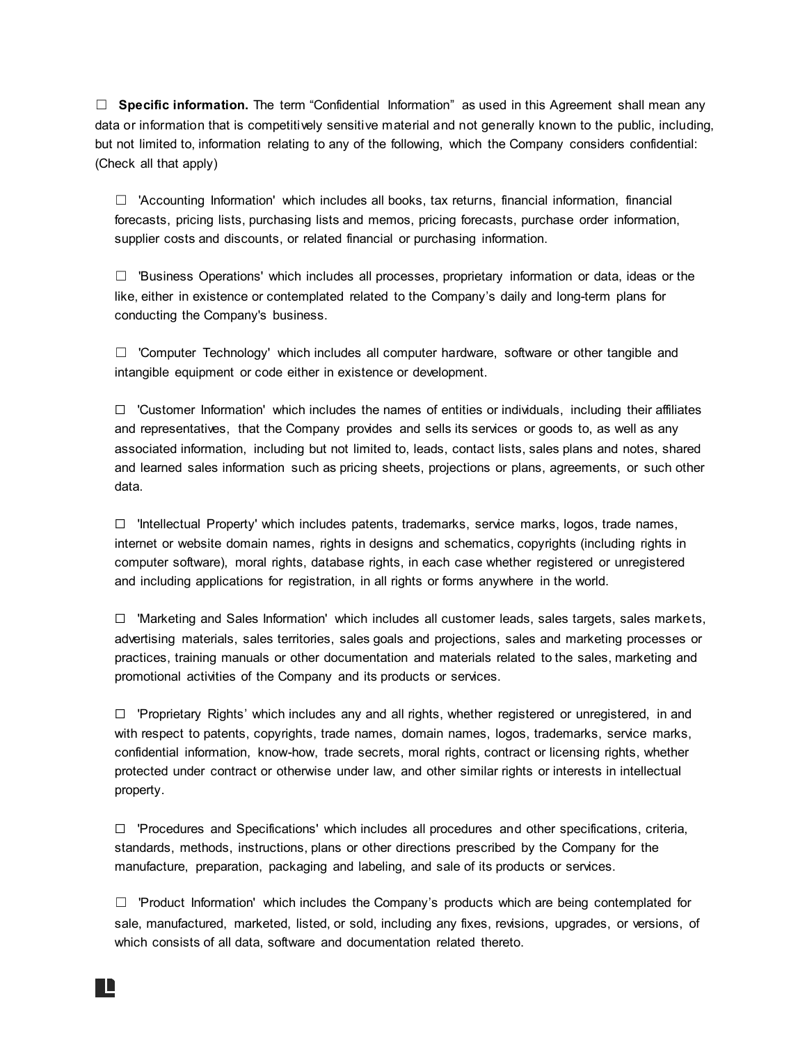☐ **Specific information.** The term "Confidential Information" as used in this Agreement shall mean any data or information that is competitively sensitive material and not generally known to the public, including, but not limited to, information relating to any of the following, which the Company considers confidential: (Check all that apply)

☐ 'Accounting Information' which includes all books, tax returns, financial information, financial forecasts, pricing lists, purchasing lists and memos, pricing forecasts, purchase order information, supplier costs and discounts, or related financial or purchasing information.

☐ 'Business Operations' which includes all processes, proprietary information or data, ideas or the like, either in existence or contemplated related to the Company's daily and long-term plans for conducting the Company's business.

☐ 'Computer Technology' which includes all computer hardware, software or other tangible and intangible equipment or code either in existence or development.

☐ 'Customer Information' which includes the names of entities or individuals, including their affiliates and representatives, that the Company provides and sells its services or goods to, as well as any associated information, including but not limited to, leads, contact lists, sales plans and notes, shared and learned sales information such as pricing sheets, projections or plans, agreements, or such other data.

☐ 'Intellectual Property' which includes patents, trademarks, service marks, logos, trade names, internet or website domain names, rights in designs and schematics, copyrights (including rights in computer software), moral rights, database rights, in each case whether registered or unregistered and including applications for registration, in all rights or forms anywhere in the world.

☐ 'Marketing and Sales Information' which includes all customer leads, sales targets, sales markets, advertising materials, sales territories, sales goals and projections, sales and marketing processes or practices, training manuals or other documentation and materials related to the sales, marketing and promotional activities of the Company and its products or services.

☐ 'Proprietary Rights' which includes any and all rights, whether registered or unregistered, in and with respect to patents, copyrights, trade names, domain names, logos, trademarks, service marks, confidential information, know-how, trade secrets, moral rights, contract or licensing rights, whether protected under contract or otherwise under law, and other similar rights or interests in intellectual property.

☐ 'Procedures and Specifications' which includes all procedures and other specifications, criteria, standards, methods, instructions, plans or other directions prescribed by the Company for the manufacture, preparation, packaging and labeling, and sale of its products or services.

☐ 'Product Information' which includes the Company's products which are being contemplated for sale, manufactured, marketed, listed, or sold, including any fixes, revisions, upgrades, or versions, of which consists of all data, software and documentation related thereto.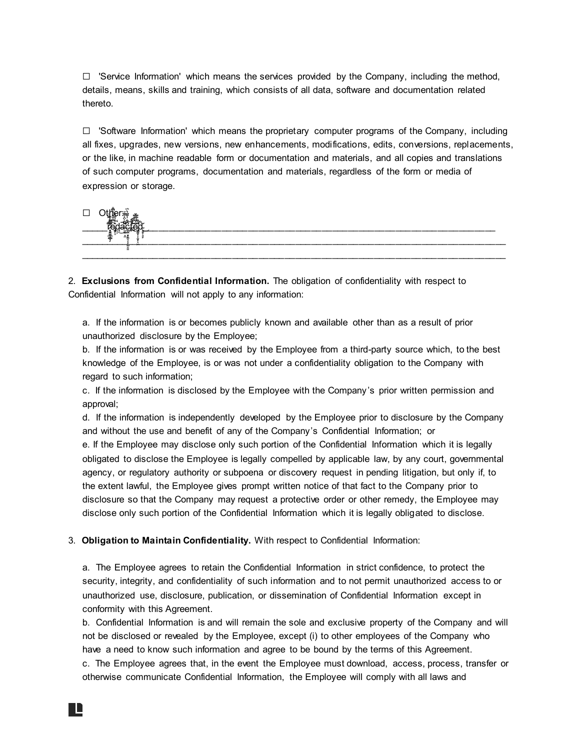☐ 'Service Information' which means the services provided by the Company, including the method, details, means, skills and training, which consists of all data, software and documentation related thereto.

☐ 'Software Information' which means the proprietary computer programs of the Company, including all fixes, upgrades, new versions, new enhancements, modifications, edits, conversions, replacements, or the like, in machine readable form or documentation and materials, and all copies and translations of such computer programs, documentation and materials, regardless of the form or media of expression or storage.

☐ Other: redacted
________________________________________________________________________________
________________________________________________________________________________
________________________________________________________________________________

2. **Exclusions from Confidential Information.** The obligation of confidentiality with respect to Confidential Information will not apply to any information:

a. If the information is or becomes publicly known and available other than as a result of prior unauthorized disclosure by the Employee;
b. If the information is or was received by the Employee from a third-party source which, to the best knowledge of the Employee, is or was not under a confidentiality obligation to the Company with regard to such information;
c. If the information is disclosed by the Employee with the Company's prior written permission and approval;
d. If the information is independently developed by the Employee prior to disclosure by the Company and without the use and benefit of any of the Company's Confidential Information; or
e. If the Employee may disclose only such portion of the Confidential Information which it is legally obligated to disclose the Employee is legally compelled by applicable law, by any court, governmental agency, or regulatory authority or subpoena or discovery request in pending litigation, but only if, to the extent lawful, the Employee gives prompt written notice of that fact to the Company prior to disclosure so that the Company may request a protective order or other remedy, the Employee may disclose only such portion of the Confidential Information which it is legally obligated to disclose.

3. **Obligation to Maintain Confidentiality.** With respect to Confidential Information:

a. The Employee agrees to retain the Confidential Information in strict confidence, to protect the security, integrity, and confidentiality of such information and to not permit unauthorized access to or unauthorized use, disclosure, publication, or dissemination of Confidential Information except in conformity with this Agreement.
b. Confidential Information is and will remain the sole and exclusive property of the Company and will not be disclosed or revealed by the Employee, except (i) to other employees of the Company who have a need to know such information and agree to be bound by the terms of this Agreement.
c. The Employee agrees that, in the event the Employee must download, access, process, transfer or otherwise communicate Confidential Information, the Employee will comply with all laws and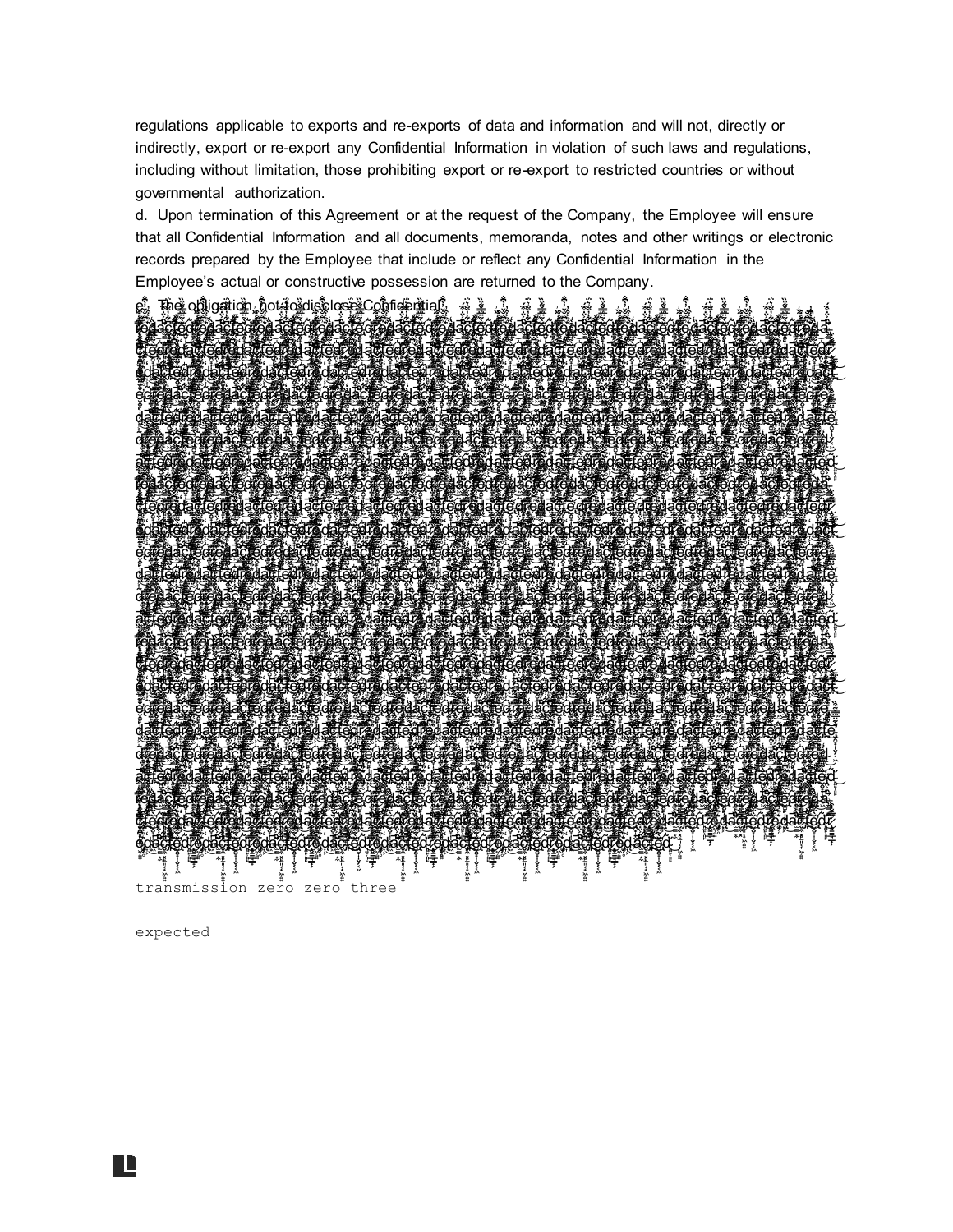regulations applicable to exports and re-exports of data and information and will not, directly or indirectly, export or re-export any Confidential Information in violation of such laws and regulations, including without limitation, those prohibiting export or re-export to restricted countries or without governmental authorization.

d. Upon termination of this Agreement or at the request of the Company, the Employee will ensure that all Confidential Information and all documents, memoranda, notes and other writings or electronic records prepared by the Employee that include or reflect any Confidential Information in the Employee's actual or constructive possession are returned to the Company.

e. The obligation not to disclose Confidential [redacted]

```
transmission zero zero three

expected
```